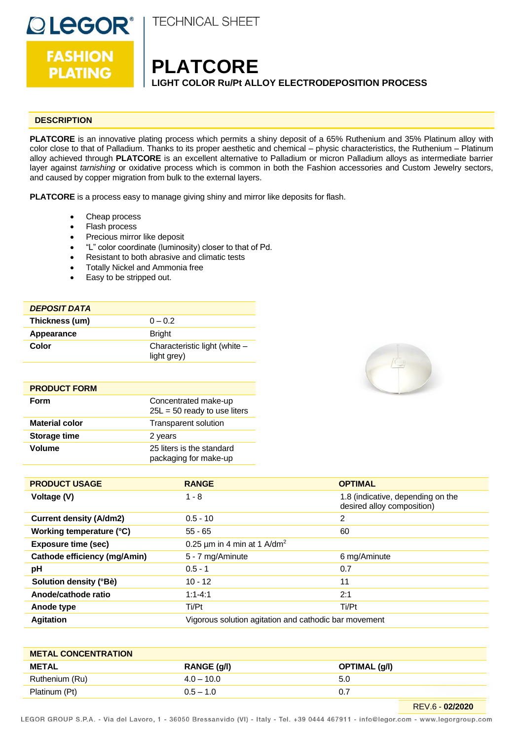TECHNICAL SHEET

# PLATCORE

**LIGHT COLOR Ru/Pt ALLOY ELECTRODEPOSITION PROCESS**

## DESCRIPTION

**PLATCORE** is an innovative plating process which permits a shiny deposit of a 65% Ruthenium and 35% Platinum alloy with color close to that of Palladium. Thanks to its proper aesthetic and chemical – physic characteristics, the Ruthenium – Platinum alloy achieved through **PLATCORE** is an excellent alternative to Palladium or micron Palladium alloys as intermediate barrier layer against *tarnishing* or oxidative process which is common in both the Fashion accessories and Custom Jewelry sectors, and caused by copper migration from bulk to the external layers.

**PLATCORE** is a process easy to manage giving shiny and mirror like deposits for flash.

- Cheap process
- Flash process
- Precious mirror like deposit
- "L" color coordinate (luminosity) closer to that of Pd.
- Resistant to both abrasive and climatic tests
- Totally Nickel and Ammonia free
- Easy to be stripped out.

| *DEPOSIT DATA* | |
|---|---|
| **Thickness (um)** | 0 – 0.2 |
| **Appearance** | Bright |
| **Color** | Characteristic light (white – light grey) |

| PRODUCT FORM | |
|---|---|
| **Form** | Concentrated make-up 25L = 50 ready to use liters |
| **Material color** | Transparent solution |
| **Storage time** | 2 years |
| **Volume** | 25 liters is the standard packaging for make-up |

| PRODUCT USAGE | RANGE | OPTIMAL |
|---|---|---|
| **Voltage (V)** | 1 - 8 | 1.8 (indicative, depending on the desired alloy composition) |
| **Current density (A/dm2)** | 0.5 - 10 | 2 |
| **Working temperature (°C)** | 55 - 65 | 60 |
| **Exposure time (sec)** | 0.25 µm in 4 min at 1 A/dm$^2$ | |
| **Cathode efficiency (mg/Amin)** | 5 - 7 mg/Aminute | 6 mg/Aminute |
| **pH** | 0.5 - 1 | 0.7 |
| **Solution density (°Bè)** | 10 - 12 | 11 |
| **Anode/cathode ratio** | 1:1-4:1 | 2:1 |
| **Anode type** | Ti/Pt | Ti/Pt |
| **Agitation** | Vigorous solution agitation and cathodic bar movement | |

| METAL CONCENTRATION | | |
|---|---|---|
| **METAL** | **RANGE (g/l)** | **OPTIMAL (g/l)** |
| Ruthenium (Ru) | 4.0 – 10.0 | 5.0 |
| Platinum (Pt) | 0.5 – 1.0 | 0.7 |

REV.6 - **02/2020**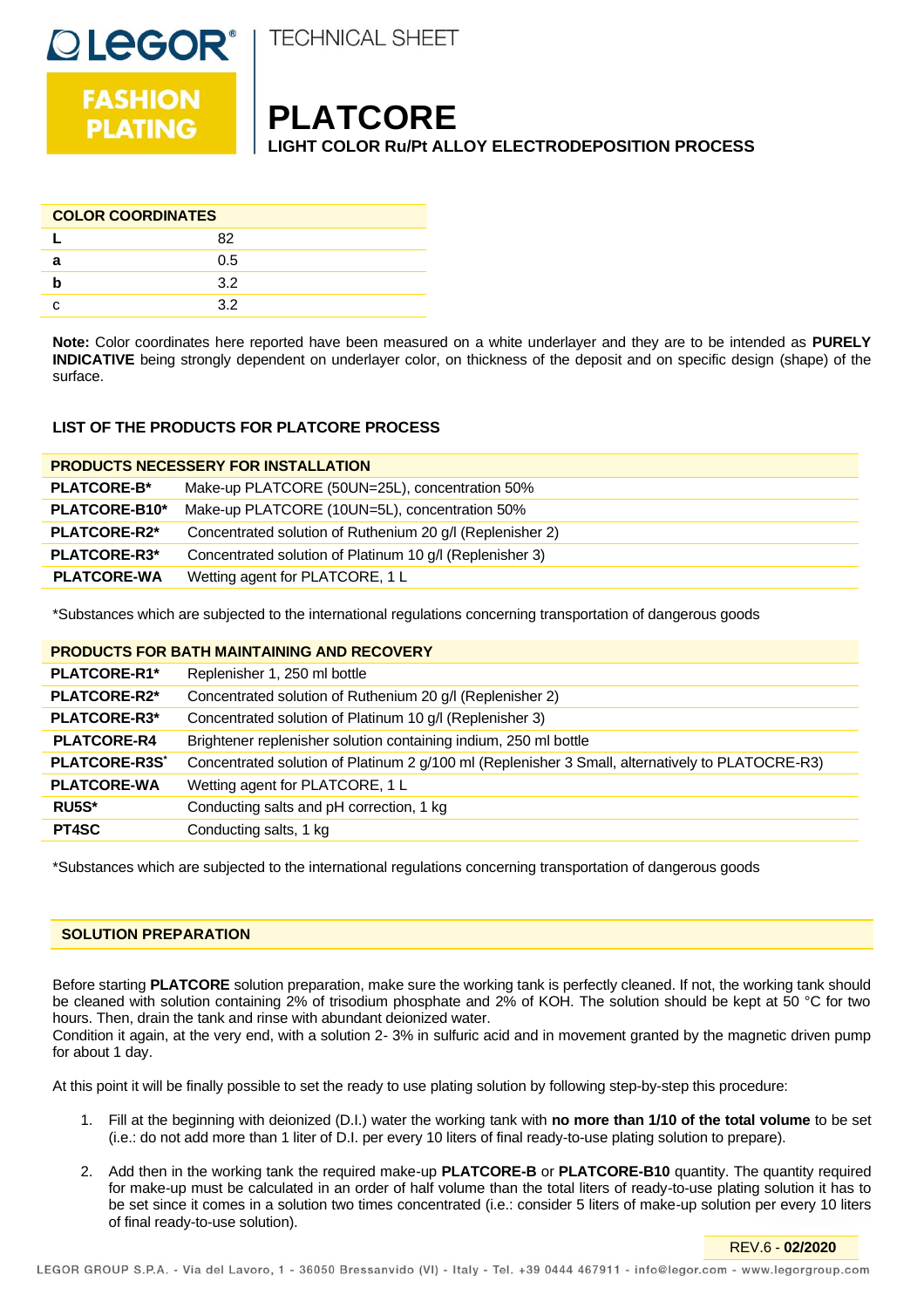# PLATCORE

**LIGHT COLOR Ru/Pt ALLOY ELECTRODEPOSITION PROCESS**

TECHNICAL SHEET

| COLOR COORDINATES | |
|---|---|
| **L** | 82 |
| **a** | 0.5 |
| **b** | 3.2 |
| c | 3.2 |

**Note:** Color coordinates here reported have been measured on a white underlayer and they are to be intended as **PURELY INDICATIVE** being strongly dependent on underlayer color, on thickness of the deposit and on specific design (shape) of the surface.

### LIST OF THE PRODUCTS FOR PLATCORE PROCESS

| PRODUCTS NECESSERY FOR INSTALLATION | |
|---|---|
| **PLATCORE-B*** | Make-up PLATCORE (50UN=25L), concentration 50% |
| **PLATCORE-B10*** | Make-up PLATCORE (10UN=5L), concentration 50% |
| **PLATCORE-R2*** | Concentrated solution of Ruthenium 20 g/l (Replenisher 2) |
| **PLATCORE-R3*** | Concentrated solution of Platinum 10 g/l (Replenisher 3) |
| **PLATCORE-WA** | Wetting agent for PLATCORE, 1 L |

*Substances which are subjected to the international regulations concerning transportation of dangerous goods

| PRODUCTS FOR BATH MAINTAINING AND RECOVERY | |
|---|---|
| **PLATCORE-R1*** | Replenisher 1, 250 ml bottle |
| **PLATCORE-R2*** | Concentrated solution of Ruthenium 20 g/l (Replenisher 2) |
| **PLATCORE-R3*** | Concentrated solution of Platinum 10 g/l (Replenisher 3) |
| **PLATCORE-R4** | Brightener replenisher solution containing indium, 250 ml bottle |
| **PLATCORE-R3S*** | Concentrated solution of Platinum 2 g/100 ml (Replenisher 3 Small, alternatively to PLATOCRE-R3) |
| **PLATCORE-WA** | Wetting agent for PLATCORE, 1 L |
| **RU5S*** | Conducting salts and pH correction, 1 kg |
| **PT4SC** | Conducting salts, 1 kg |

*Substances which are subjected to the international regulations concerning transportation of dangerous goods

## SOLUTION PREPARATION

Before starting **PLATCORE** solution preparation, make sure the working tank is perfectly cleaned. If not, the working tank should be cleaned with solution containing 2% of trisodium phosphate and 2% of KOH. The solution should be kept at 50 °C for two hours. Then, drain the tank and rinse with abundant deionized water.
Condition it again, at the very end, with a solution 2- 3% in sulfuric acid and in movement granted by the magnetic driven pump for about 1 day.

At this point it will be finally possible to set the ready to use plating solution by following step-by-step this procedure:

1. Fill at the beginning with deionized (D.I.) water the working tank with **no more than 1/10 of the total volume** to be set (i.e.: do not add more than 1 liter of D.I. per every 10 liters of final ready-to-use plating solution to prepare).
2. Add then in the working tank the required make-up **PLATCORE-B** or **PLATCORE-B10** quantity. The quantity required for make-up must be calculated in an order of half volume than the total liters of ready-to-use plating solution it has to be set since it comes in a solution two times concentrated (i.e.: consider 5 liters of make-up solution per every 10 liters of final ready-to-use solution).

REV.6 - **02/2020**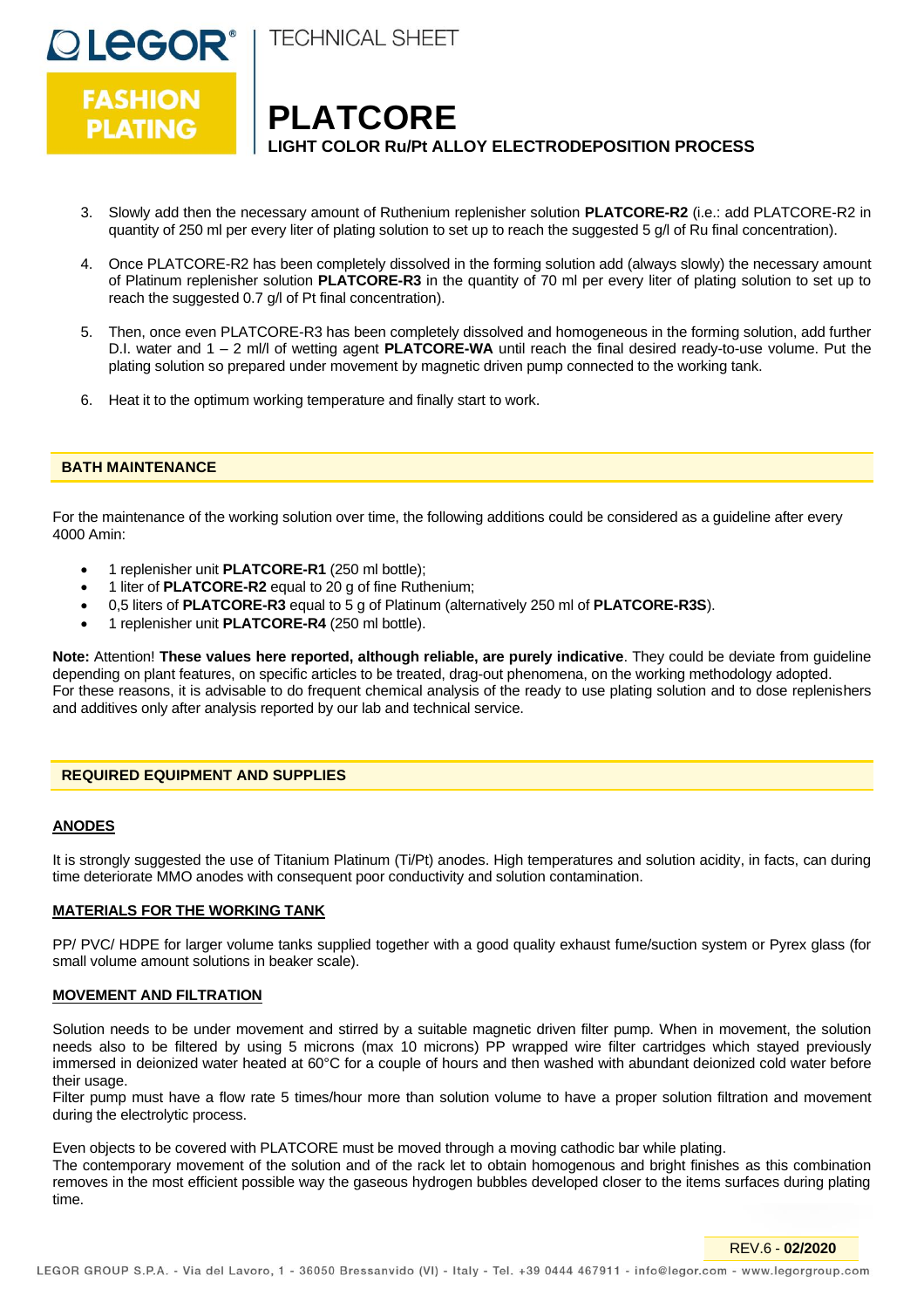3. Slowly add then the necessary amount of Ruthenium replenisher solution **PLATCORE-R2** (i.e.: add PLATCORE-R2 in quantity of 250 ml per every liter of plating solution to set up to reach the suggested 5 g/l of Ru final concentration).

4. Once PLATCORE-R2 has been completely dissolved in the forming solution add (always slowly) the necessary amount of Platinum replenisher solution **PLATCORE-R3** in the quantity of 70 ml per every liter of plating solution to set up to reach the suggested 0.7 g/l of Pt final concentration).

5. Then, once even PLATCORE-R3 has been completely dissolved and homogeneous in the forming solution, add further D.I. water and 1 – 2 ml/l of wetting agent **PLATCORE-WA** until reach the final desired ready-to-use volume. Put the plating solution so prepared under movement by magnetic driven pump connected to the working tank.

6. Heat it to the optimum working temperature and finally start to work.

## BATH MAINTENANCE

For the maintenance of the working solution over time, the following additions could be considered as a guideline after every 4000 Amin:

- 1 replenisher unit **PLATCORE-R1** (250 ml bottle);
- 1 liter of **PLATCORE-R2** equal to 20 g of fine Ruthenium;
- 0,5 liters of **PLATCORE-R3** equal to 5 g of Platinum (alternatively 250 ml of **PLATCORE-R3S**).
- 1 replenisher unit **PLATCORE-R4** (250 ml bottle).

**Note:** Attention! **These values here reported, although reliable, are purely indicative**. They could be deviate from guideline depending on plant features, on specific articles to be treated, drag-out phenomena, on the working methodology adopted.
For these reasons, it is advisable to do frequent chemical analysis of the ready to use plating solution and to dose replenishers and additives only after analysis reported by our lab and technical service.

## REQUIRED EQUIPMENT AND SUPPLIES

### ANODES

It is strongly suggested the use of Titanium Platinum (Ti/Pt) anodes. High temperatures and solution acidity, in facts, can during time deteriorate MMO anodes with consequent poor conductivity and solution contamination.

### MATERIALS FOR THE WORKING TANK

PP/ PVC/ HDPE for larger volume tanks supplied together with a good quality exhaust fume/suction system or Pyrex glass (for small volume amount solutions in beaker scale).

### MOVEMENT AND FILTRATION

Solution needs to be under movement and stirred by a suitable magnetic driven filter pump. When in movement, the solution needs also to be filtered by using 5 microns (max 10 microns) PP wrapped wire filter cartridges which stayed previously immersed in deionized water heated at 60°C for a couple of hours and then washed with abundant deionized cold water before their usage.
Filter pump must have a flow rate 5 times/hour more than solution volume to have a proper solution filtration and movement during the electrolytic process.

Even objects to be covered with PLATCORE must be moved through a moving cathodic bar while plating.
The contemporary movement of the solution and of the rack let to obtain homogenous and bright finishes as this combination removes in the most efficient possible way the gaseous hydrogen bubbles developed closer to the items surfaces during plating time.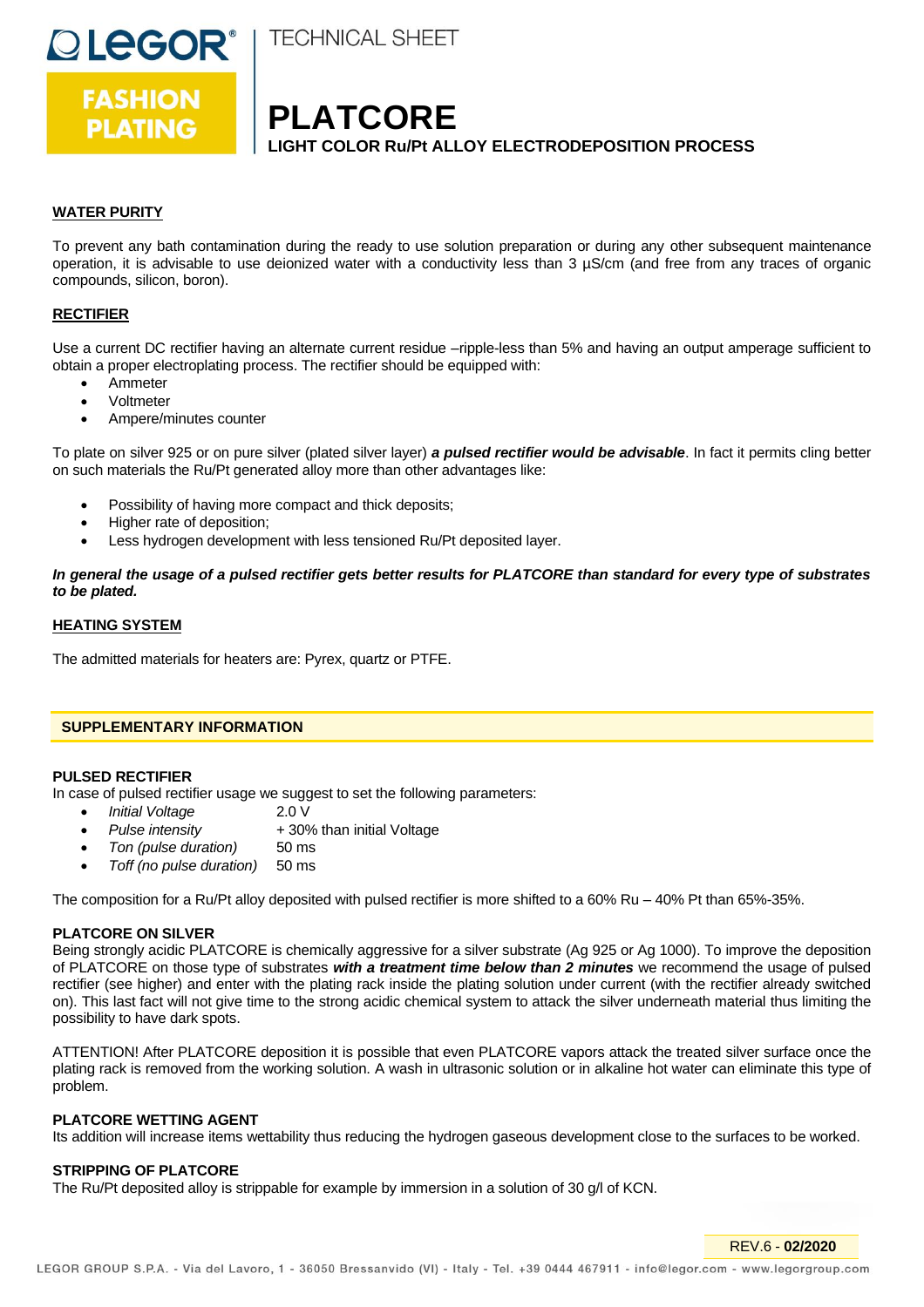# PLATCORE

**LIGHT COLOR Ru/Pt ALLOY ELECTRODEPOSITION PROCESS**

TECHNICAL SHEET

## WATER PURITY

To prevent any bath contamination during the ready to use solution preparation or during any other subsequent maintenance operation, it is advisable to use deionized water with a conductivity less than 3 µS/cm (and free from any traces of organic compounds, silicon, boron).

## RECTIFIER

Use a current DC rectifier having an alternate current residue –ripple-less than 5% and having an output amperage sufficient to obtain a proper electroplating process. The rectifier should be equipped with:

- Ammeter
- Voltmeter
- Ampere/minutes counter

To plate on silver 925 or on pure silver (plated silver layer) ***a pulsed rectifier would be advisable***. In fact it permits cling better on such materials the Ru/Pt generated alloy more than other advantages like:

- Possibility of having more compact and thick deposits;
- Higher rate of deposition;
- Less hydrogen development with less tensioned Ru/Pt deposited layer.

***In general the usage of a pulsed rectifier gets better results for PLATCORE than standard for every type of substrates to be plated.***

## HEATING SYSTEM

The admitted materials for heaters are: Pyrex, quartz or PTFE.

## SUPPLEMENTARY INFORMATION

### PULSED RECTIFIER

In case of pulsed rectifier usage we suggest to set the following parameters:

- *Initial Voltage* 2.0 V
- *Pulse intensity* + 30% than initial Voltage
- *Ton (pulse duration)* 50 ms
- *Toff (no pulse duration)* 50 ms

The composition for a Ru/Pt alloy deposited with pulsed rectifier is more shifted to a 60% Ru – 40% Pt than 65%-35%.

### PLATCORE ON SILVER

Being strongly acidic PLATCORE is chemically aggressive for a silver substrate (Ag 925 or Ag 1000). To improve the deposition of PLATCORE on those type of substrates ***with a treatment time below than 2 minutes*** we recommend the usage of pulsed rectifier (see higher) and enter with the plating rack inside the plating solution under current (with the rectifier already switched on). This last fact will not give time to the strong acidic chemical system to attack the silver underneath material thus limiting the possibility to have dark spots.

ATTENTION! After PLATCORE deposition it is possible that even PLATCORE vapors attack the treated silver surface once the plating rack is removed from the working solution. A wash in ultrasonic solution or in alkaline hot water can eliminate this type of problem.

### PLATCORE WETTING AGENT

Its addition will increase items wettability thus reducing the hydrogen gaseous development close to the surfaces to be worked.

### STRIPPING OF PLATCORE

The Ru/Pt deposited alloy is strippable for example by immersion in a solution of 30 g/l of KCN.

REV.6 - **02/2020**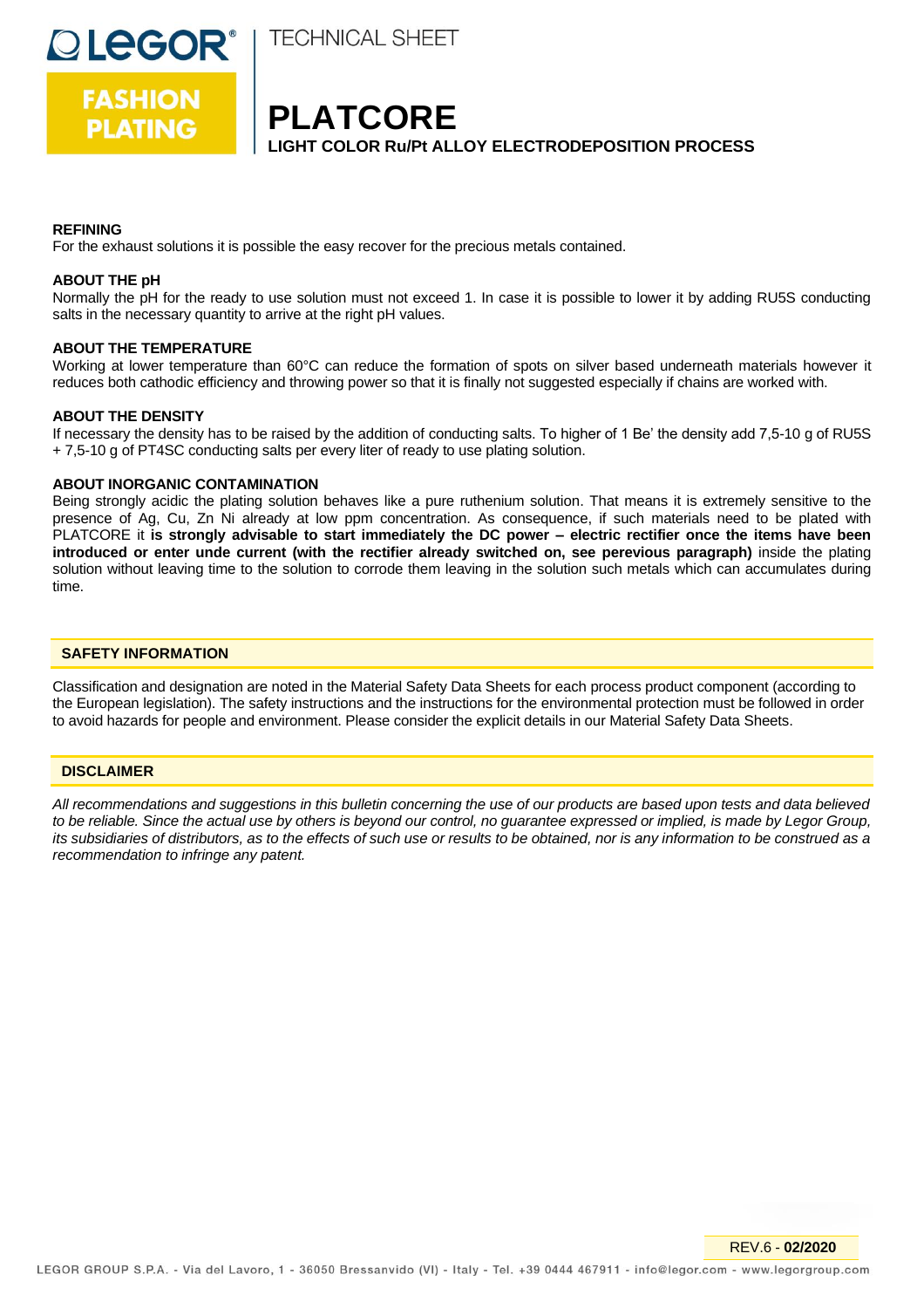**REFINING**
For the exhaust solutions it is possible the easy recover for the precious metals contained.

**ABOUT THE pH**
Normally the pH for the ready to use solution must not exceed 1. In case it is possible to lower it by adding RU5S conducting salts in the necessary quantity to arrive at the right pH values.

**ABOUT THE TEMPERATURE**
Working at lower temperature than 60°C can reduce the formation of spots on silver based underneath materials however it reduces both cathodic efficiency and throwing power so that it is finally not suggested especially if chains are worked with.

**ABOUT THE DENSITY**
If necessary the density has to be raised by the addition of conducting salts. To higher of 1 Be' the density add 7,5-10 g of RU5S + 7,5-10 g of PT4SC conducting salts per every liter of ready to use plating solution.

**ABOUT INORGANIC CONTAMINATION**
Being strongly acidic the plating solution behaves like a pure ruthenium solution. That means it is extremely sensitive to the presence of Ag, Cu, Zn Ni already at low ppm concentration. As consequence, if such materials need to be plated with PLATCORE it **is strongly advisable to start immediately the DC power – electric rectifier once the items have been introduced or enter unde current (with the rectifier already switched on, see perevious paragraph)** inside the plating solution without leaving time to the solution to corrode them leaving in the solution such metals which can accumulates during time.

## SAFETY INFORMATION

Classification and designation are noted in the Material Safety Data Sheets for each process product component (according to the European legislation). The safety instructions and the instructions for the environmental protection must be followed in order to avoid hazards for people and environment. Please consider the explicit details in our Material Safety Data Sheets.

## DISCLAIMER

*All recommendations and suggestions in this bulletin concerning the use of our products are based upon tests and data believed to be reliable. Since the actual use by others is beyond our control, no guarantee expressed or implied, is made by Legor Group, its subsidiaries of distributors, as to the effects of such use or results to be obtained, nor is any information to be construed as a recommendation to infringe any patent.*